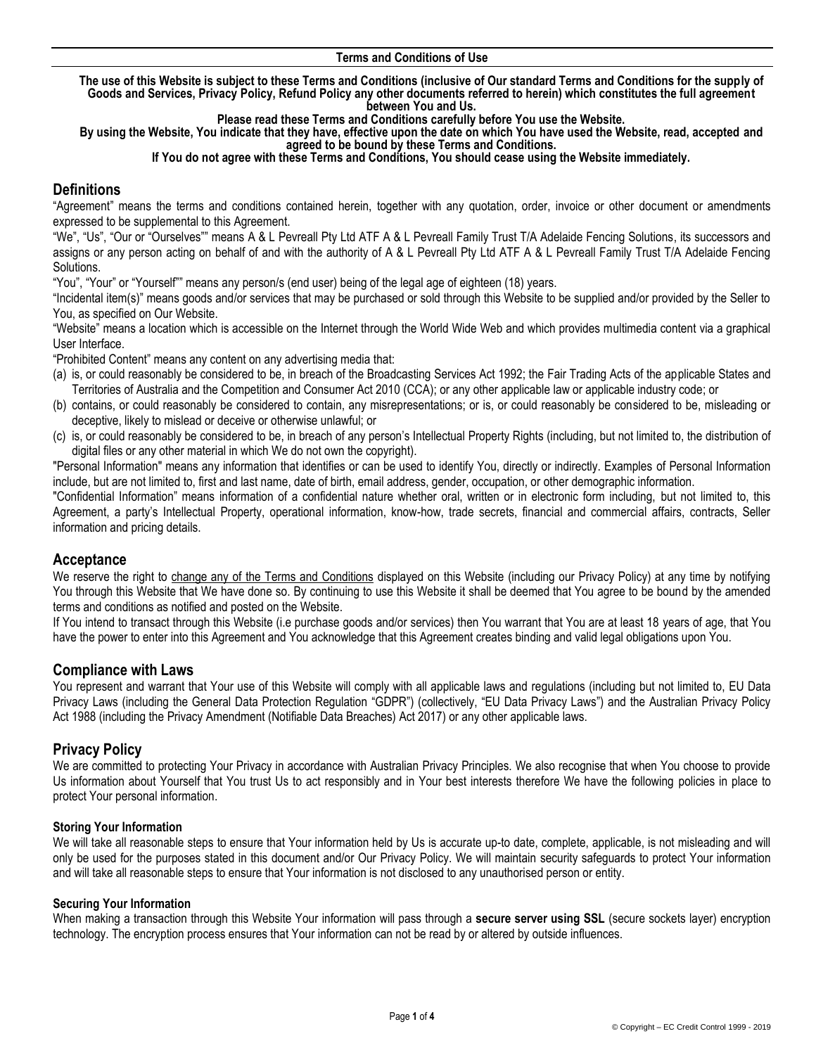# Terms and Conditions of Use

**The use of this Website is subject to these Terms and Conditions (inclusive of Our standard Terms and Conditions for the supply of Goods and Services, Privacy Policy, Refund Policy any other documents referred to herein) which constitutes the full agreement between You and Us.**

**Please read these Terms and Conditions carefully before You use the Website.**

**By using the Website, You indicate that they have, effective upon the date on which You have used the Website, read, accepted and agreed to be bound by these Terms and Conditions.**

**If You do not agree with these Terms and Conditions, You should cease using the Website immediately.**

## Definitions

"Agreement" means the terms and conditions contained herein, together with any quotation, order, invoice or other document or amendments expressed to be supplemental to this Agreement.

"We", "Us", "Our or "Ourselves"" means A & L Pevreall Pty Ltd ATF A & L Pevreall Family Trust T/A Adelaide Fencing Solutions, its successors and assigns or any person acting on behalf of and with the authority of A & L Pevreall Pty Ltd ATF A & L Pevreall Family Trust T/A Adelaide Fencing Solutions.

"You", "Your" or "Yourself"" means any person/s (end user) being of the legal age of eighteen (18) years.

"Incidental item(s)" means goods and/or services that may be purchased or sold through this Website to be supplied and/or provided by the Seller to You, as specified on Our Website.

"Website" means a location which is accessible on the Internet through the World Wide Web and which provides multimedia content via a graphical User Interface.

"Prohibited Content" means any content on any advertising media that:

(a) is, or could reasonably be considered to be, in breach of the Broadcasting Services Act 1992; the Fair Trading Acts of the applicable States and Territories of Australia and the Competition and Consumer Act 2010 (CCA); or any other applicable law or applicable industry code; or

(b) contains, or could reasonably be considered to contain, any misrepresentations; or is, or could reasonably be considered to be, misleading or deceptive, likely to mislead or deceive or otherwise unlawful; or

(c) is, or could reasonably be considered to be, in breach of any person's Intellectual Property Rights (including, but not limited to, the distribution of digital files or any other material in which We do not own the copyright).

"Personal Information" means any information that identifies or can be used to identify You, directly or indirectly. Examples of Personal Information include, but are not limited to, first and last name, date of birth, email address, gender, occupation, or other demographic information.

"Confidential Information" means information of a confidential nature whether oral, written or in electronic form including, but not limited to, this Agreement, a party's Intellectual Property, operational information, know-how, trade secrets, financial and commercial affairs, contracts, Seller information and pricing details.

## Acceptance

We reserve the right to change any of the Terms and Conditions displayed on this Website (including our Privacy Policy) at any time by notifying You through this Website that We have done so. By continuing to use this Website it shall be deemed that You agree to be bound by the amended terms and conditions as notified and posted on the Website.

If You intend to transact through this Website (i.e purchase goods and/or services) then You warrant that You are at least 18 years of age, that You have the power to enter into this Agreement and You acknowledge that this Agreement creates binding and valid legal obligations upon You.

## Compliance with Laws

You represent and warrant that Your use of this Website will comply with all applicable laws and regulations (including but not limited to, EU Data Privacy Laws (including the General Data Protection Regulation "GDPR") (collectively, "EU Data Privacy Laws") and the Australian Privacy Policy Act 1988 (including the Privacy Amendment (Notifiable Data Breaches) Act 2017) or any other applicable laws.

## Privacy Policy

We are committed to protecting Your Privacy in accordance with Australian Privacy Principles. We also recognise that when You choose to provide Us information about Yourself that You trust Us to act responsibly and in Your best interests therefore We have the following policies in place to protect Your personal information.

### Storing Your Information

We will take all reasonable steps to ensure that Your information held by Us is accurate up-to date, complete, applicable, is not misleading and will only be used for the purposes stated in this document and/or Our Privacy Policy. We will maintain security safeguards to protect Your information and will take all reasonable steps to ensure that Your information is not disclosed to any unauthorised person or entity.

### Securing Your Information

When making a transaction through this Website Your information will pass through a **secure server using SSL** (secure sockets layer) encryption technology. The encryption process ensures that Your information can not be read by or altered by outside influences.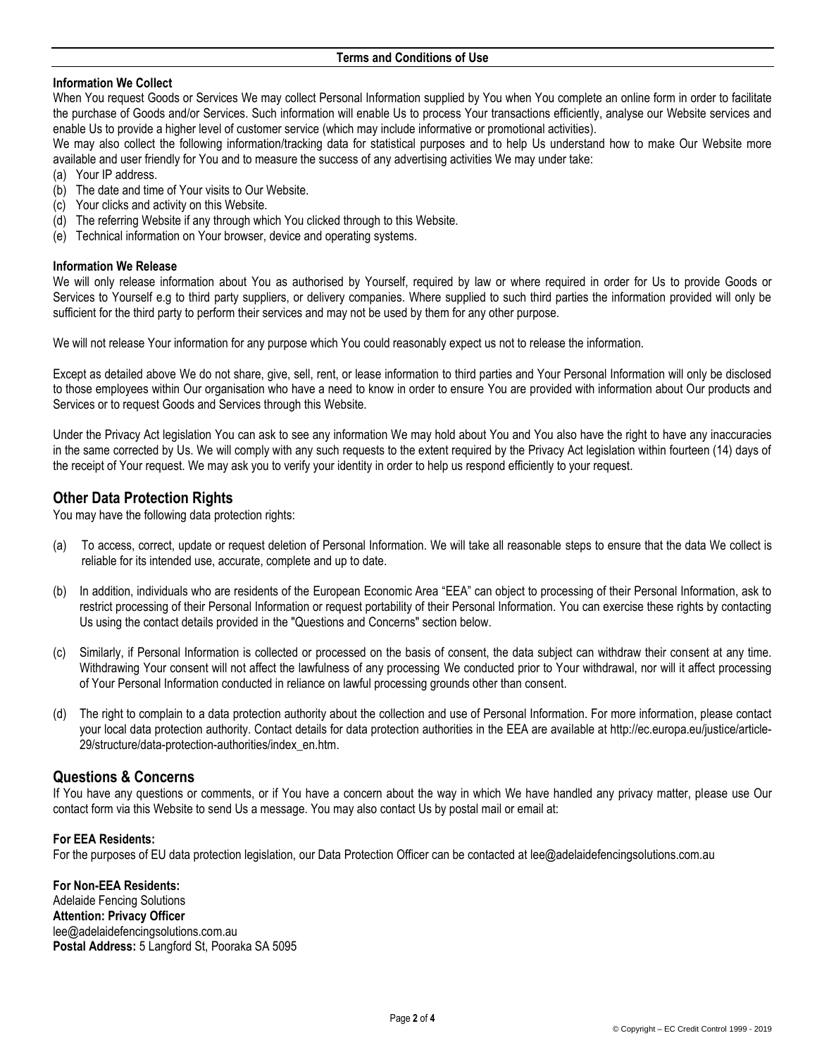**Information We Collect**

When You request Goods or Services We may collect Personal Information supplied by You when You complete an online form in order to facilitate the purchase of Goods and/or Services. Such information will enable Us to process Your transactions efficiently, analyse our Website services and enable Us to provide a higher level of customer service (which may include informative or promotional activities).

We may also collect the following information/tracking data for statistical purposes and to help Us understand how to make Our Website more available and user friendly for You and to measure the success of any advertising activities We may under take:

(a) Your IP address.
(b) The date and time of Your visits to Our Website.
(c) Your clicks and activity on this Website.
(d) The referring Website if any through which You clicked through to this Website.
(e) Technical information on Your browser, device and operating systems.

**Information We Release**

We will only release information about You as authorised by Yourself, required by law or where required in order for Us to provide Goods or Services to Yourself e.g to third party suppliers, or delivery companies. Where supplied to such third parties the information provided will only be sufficient for the third party to perform their services and may not be used by them for any other purpose.

We will not release Your information for any purpose which You could reasonably expect us not to release the information.

Except as detailed above We do not share, give, sell, rent, or lease information to third parties and Your Personal Information will only be disclosed to those employees within Our organisation who have a need to know in order to ensure You are provided with information about Our products and Services or to request Goods and Services through this Website.

Under the Privacy Act legislation You can ask to see any information We may hold about You and You also have the right to have any inaccuracies in the same corrected by Us. We will comply with any such requests to the extent required by the Privacy Act legislation within fourteen (14) days of the receipt of Your request. We may ask you to verify your identity in order to help us respond efficiently to your request.

## Other Data Protection Rights

You may have the following data protection rights:

(a) To access, correct, update or request deletion of Personal Information. We will take all reasonable steps to ensure that the data We collect is reliable for its intended use, accurate, complete and up to date.

(b) In addition, individuals who are residents of the European Economic Area "EEA" can object to processing of their Personal Information, ask to restrict processing of their Personal Information or request portability of their Personal Information. You can exercise these rights by contacting Us using the contact details provided in the "Questions and Concerns" section below.

(c) Similarly, if Personal Information is collected or processed on the basis of consent, the data subject can withdraw their consent at any time. Withdrawing Your consent will not affect the lawfulness of any processing We conducted prior to Your withdrawal, nor will it affect processing of Your Personal Information conducted in reliance on lawful processing grounds other than consent.

(d) The right to complain to a data protection authority about the collection and use of Personal Information. For more information, please contact your local data protection authority. Contact details for data protection authorities in the EEA are available at http://ec.europa.eu/justice/article-29/structure/data-protection-authorities/index_en.htm.

## Questions & Concerns

If You have any questions or comments, or if You have a concern about the way in which We have handled any privacy matter, please use Our contact form via this Website to send Us a message. You may also contact Us by postal mail or email at:

**For EEA Residents:**
For the purposes of EU data protection legislation, our Data Protection Officer can be contacted at lee@adelaidefencingsolutions.com.au

**For Non-EEA Residents:**
Adelaide Fencing Solutions
**Attention: Privacy Officer**
lee@adelaidefencingsolutions.com.au
**Postal Address:** 5 Langford St, Pooraka SA 5095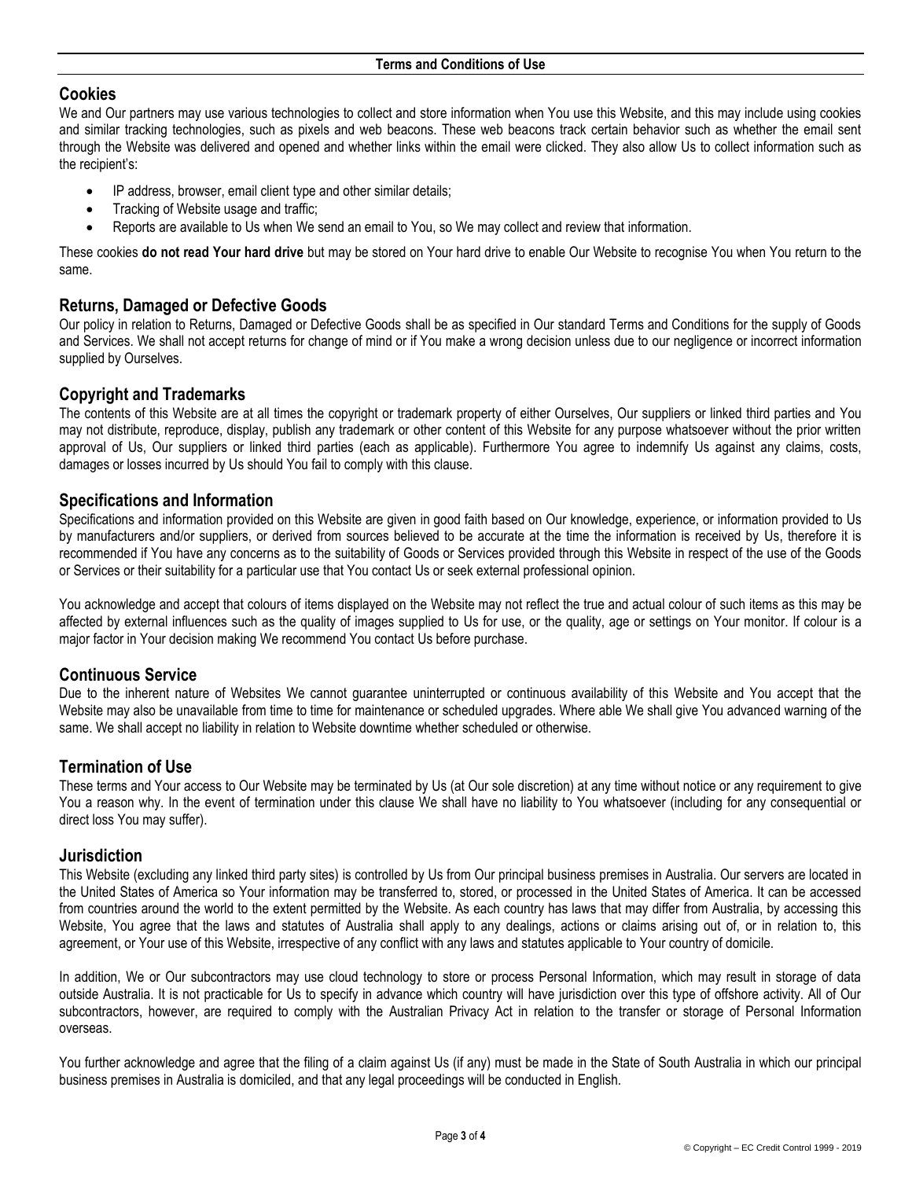## Cookies

We and Our partners may use various technologies to collect and store information when You use this Website, and this may include using cookies and similar tracking technologies, such as pixels and web beacons. These web beacons track certain behavior such as whether the email sent through the Website was delivered and opened and whether links within the email were clicked. They also allow Us to collect information such as the recipient's:

- IP address, browser, email client type and other similar details;
- Tracking of Website usage and traffic;
- Reports are available to Us when We send an email to You, so We may collect and review that information.

These cookies **do not read Your hard drive** but may be stored on Your hard drive to enable Our Website to recognise You when You return to the same.

## Returns, Damaged or Defective Goods

Our policy in relation to Returns, Damaged or Defective Goods shall be as specified in Our standard Terms and Conditions for the supply of Goods and Services. We shall not accept returns for change of mind or if You make a wrong decision unless due to our negligence or incorrect information supplied by Ourselves.

## Copyright and Trademarks

The contents of this Website are at all times the copyright or trademark property of either Ourselves, Our suppliers or linked third parties and You may not distribute, reproduce, display, publish any trademark or other content of this Website for any purpose whatsoever without the prior written approval of Us, Our suppliers or linked third parties (each as applicable). Furthermore You agree to indemnify Us against any claims, costs, damages or losses incurred by Us should You fail to comply with this clause.

## Specifications and Information

Specifications and information provided on this Website are given in good faith based on Our knowledge, experience, or information provided to Us by manufacturers and/or suppliers, or derived from sources believed to be accurate at the time the information is received by Us, therefore it is recommended if You have any concerns as to the suitability of Goods or Services provided through this Website in respect of the use of the Goods or Services or their suitability for a particular use that You contact Us or seek external professional opinion.

You acknowledge and accept that colours of items displayed on the Website may not reflect the true and actual colour of such items as this may be affected by external influences such as the quality of images supplied to Us for use, or the quality, age or settings on Your monitor. If colour is a major factor in Your decision making We recommend You contact Us before purchase.

## Continuous Service

Due to the inherent nature of Websites We cannot guarantee uninterrupted or continuous availability of this Website and You accept that the Website may also be unavailable from time to time for maintenance or scheduled upgrades. Where able We shall give You advanced warning of the same. We shall accept no liability in relation to Website downtime whether scheduled or otherwise.

## Termination of Use

These terms and Your access to Our Website may be terminated by Us (at Our sole discretion) at any time without notice or any requirement to give You a reason why. In the event of termination under this clause We shall have no liability to You whatsoever (including for any consequential or direct loss You may suffer).

## Jurisdiction

This Website (excluding any linked third party sites) is controlled by Us from Our principal business premises in Australia. Our servers are located in the United States of America so Your information may be transferred to, stored, or processed in the United States of America. It can be accessed from countries around the world to the extent permitted by the Website. As each country has laws that may differ from Australia, by accessing this Website, You agree that the laws and statutes of Australia shall apply to any dealings, actions or claims arising out of, or in relation to, this agreement, or Your use of this Website, irrespective of any conflict with any laws and statutes applicable to Your country of domicile.

In addition, We or Our subcontractors may use cloud technology to store or process Personal Information, which may result in storage of data outside Australia. It is not practicable for Us to specify in advance which country will have jurisdiction over this type of offshore activity. All of Our subcontractors, however, are required to comply with the Australian Privacy Act in relation to the transfer or storage of Personal Information overseas.

You further acknowledge and agree that the filing of a claim against Us (if any) must be made in the State of South Australia in which our principal business premises in Australia is domiciled, and that any legal proceedings will be conducted in English.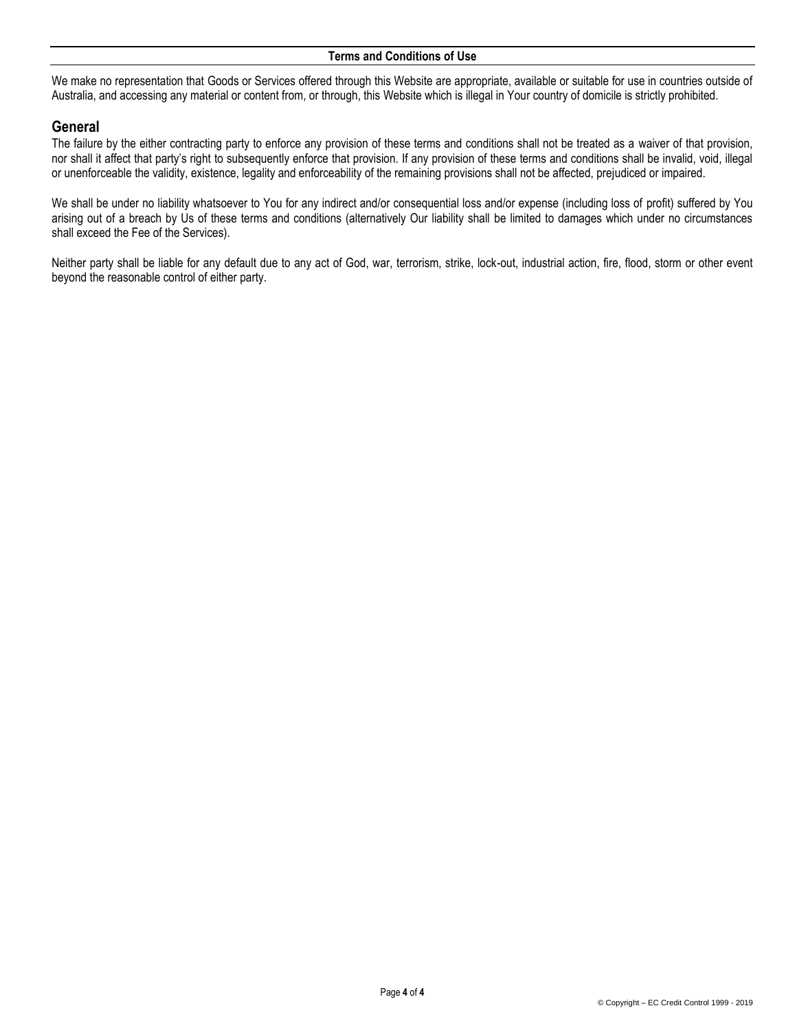We make no representation that Goods or Services offered through this Website are appropriate, available or suitable for use in countries outside of Australia, and accessing any material or content from, or through, this Website which is illegal in Your country of domicile is strictly prohibited.

## General

The failure by the either contracting party to enforce any provision of these terms and conditions shall not be treated as a waiver of that provision, nor shall it affect that party's right to subsequently enforce that provision. If any provision of these terms and conditions shall be invalid, void, illegal or unenforceable the validity, existence, legality and enforceability of the remaining provisions shall not be affected, prejudiced or impaired.

We shall be under no liability whatsoever to You for any indirect and/or consequential loss and/or expense (including loss of profit) suffered by You arising out of a breach by Us of these terms and conditions (alternatively Our liability shall be limited to damages which under no circumstances shall exceed the Fee of the Services).

Neither party shall be liable for any default due to any act of God, war, terrorism, strike, lock-out, industrial action, fire, flood, storm or other event beyond the reasonable control of either party.